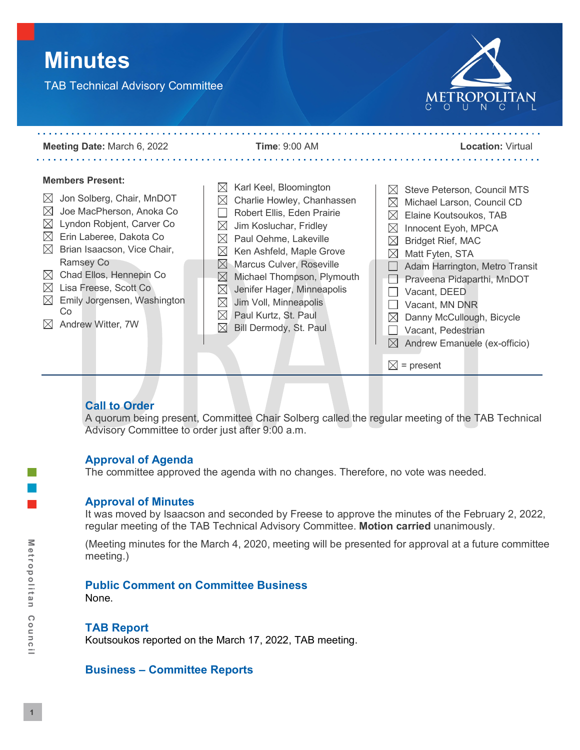# Minutes

TAB Technical Advisory Committee

**Meeting Date:** March 6, 2022 **Time**: 9:00 AM **Location:** Virtual

**Members Present:**

- ☒ Jon Solberg, Chair, MnDOT
- ☒ Joe MacPherson, Anoka Co
- ☒ Lyndon Robjent, Carver Co
- ☒ Erin Laberee, Dakota Co
- ☒ Brian Isaacson, Vice Chair, Ramsey Co
- ☒ Chad Ellos, Hennepin Co
- ☒ Lisa Freese, Scott Co
- ☒ Emily Jorgensen, Washington Co
- ☒ Andrew Witter, 7W
- ☒ Karl Keel, Bloomington
- ☒ Charlie Howley, Chanhassen
- ☐ Robert Ellis, Eden Prairie
- ☒ Jim Kosluchar, Fridley
- ☒ Paul Oehme, Lakeville
- ☒ Ken Ashfeld, Maple Grove
- ☒ Marcus Culver, Roseville
- ☒ Michael Thompson, Plymouth
- ☒ Jenifer Hager, Minneapolis
- ☒ Jim Voll, Minneapolis
- ☒ Paul Kurtz, St. Paul
- ☒ Bill Dermody, St. Paul
- ☒ Steve Peterson, Council MTS
- ☒ Michael Larson, Council CD
- ☒ Elaine Koutsoukos, TAB
- ☒ Innocent Eyoh, MPCA
- ☒ Bridget Rief, MAC
- ☒ Matt Fyten, STA
- ☐ Adam Harrington, Metro Transit
- ☐ Praveena Pidaparthi, MnDOT
- ☐ Vacant, DEED
- ☐ Vacant, MN DNR
- ☒ Danny McCullough, Bicycle
- ☐ Vacant, Pedestrian
- ☒ Andrew Emanuele (ex-officio)

☒ = present

## Call to Order

A quorum being present, Committee Chair Solberg called the regular meeting of the TAB Technical Advisory Committee to order just after 9:00 a.m.

## Approval of Agenda

The committee approved the agenda with no changes. Therefore, no vote was needed.

## Approval of Minutes

It was moved by Isaacson and seconded by Freese to approve the minutes of the February 2, 2022, regular meeting of the TAB Technical Advisory Committee. **Motion carried** unanimously.

(Meeting minutes for the March 4, 2020, meeting will be presented for approval at a future committee meeting.)

## Public Comment on Committee Business

None.

## TAB Report

Koutsoukos reported on the March 17, 2022, TAB meeting.

## Business – Committee Reports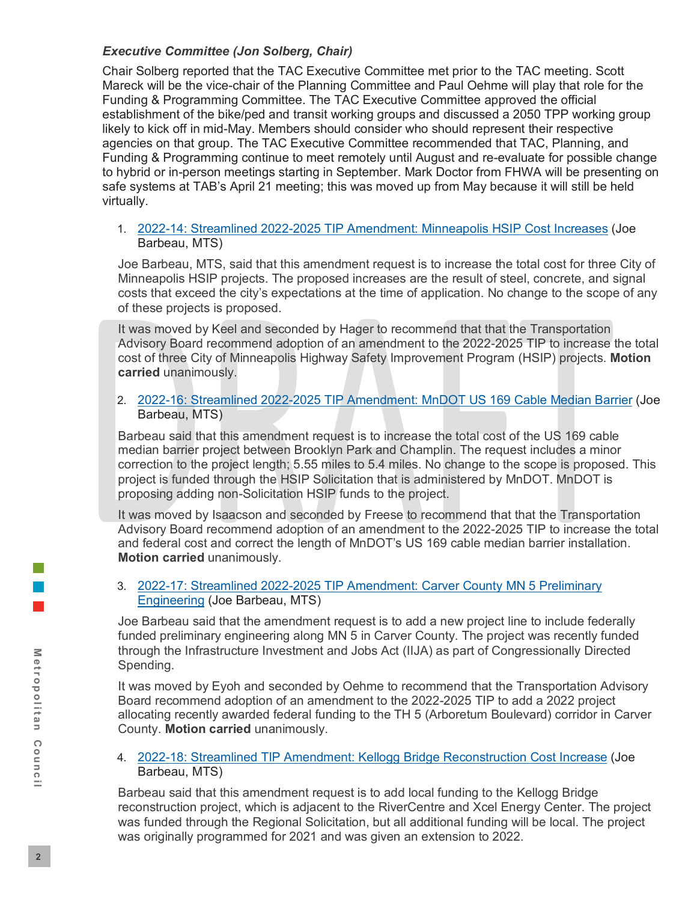***Executive Committee (Jon Solberg, Chair)***

Chair Solberg reported that the TAC Executive Committee met prior to the TAC meeting. Scott Mareck will be the vice-chair of the Planning Committee and Paul Oehme will play that role for the Funding & Programming Committee. The TAC Executive Committee approved the official establishment of the bike/ped and transit working groups and discussed a 2050 TPP working group likely to kick off in mid-May. Members should consider who should represent their respective agencies on that group. The TAC Executive Committee recommended that TAC, Planning, and Funding & Programming continue to meet remotely until August and re-evaluate for possible change to hybrid or in-person meetings starting in September. Mark Doctor from FHWA will be presenting on safe systems at TAB's April 21 meeting; this was moved up from May because it will still be held virtually.

1. 2022-14: Streamlined 2022-2025 TIP Amendment: Minneapolis HSIP Cost Increases (Joe Barbeau, MTS)

   Joe Barbeau, MTS, said that this amendment request is to increase the total cost for three City of Minneapolis HSIP projects. The proposed increases are the result of steel, concrete, and signal costs that exceed the city's expectations at the time of application. No change to the scope of any of these projects is proposed.

   It was moved by Keel and seconded by Hager to recommend that that the Transportation Advisory Board recommend adoption of an amendment to the 2022-2025 TIP to increase the total cost of three City of Minneapolis Highway Safety Improvement Program (HSIP) projects. **Motion carried** unanimously.

2. 2022-16: Streamlined 2022-2025 TIP Amendment: MnDOT US 169 Cable Median Barrier (Joe Barbeau, MTS)

   Barbeau said that this amendment request is to increase the total cost of the US 169 cable median barrier project between Brooklyn Park and Champlin. The request includes a minor correction to the project length; 5.55 miles to 5.4 miles. No change to the scope is proposed. This project is funded through the HSIP Solicitation that is administered by MnDOT. MnDOT is proposing adding non-Solicitation HSIP funds to the project.

   It was moved by Isaacson and seconded by Freese to recommend that that the Transportation Advisory Board recommend adoption of an amendment to the 2022-2025 TIP to increase the total and federal cost and correct the length of MnDOT's US 169 cable median barrier installation. **Motion carried** unanimously.

3. 2022-17: Streamlined 2022-2025 TIP Amendment: Carver County MN 5 Preliminary Engineering (Joe Barbeau, MTS)

   Joe Barbeau said that the amendment request is to add a new project line to include federally funded preliminary engineering along MN 5 in Carver County. The project was recently funded through the Infrastructure Investment and Jobs Act (IIJA) as part of Congressionally Directed Spending.

   It was moved by Eyoh and seconded by Oehme to recommend that the Transportation Advisory Board recommend adoption of an amendment to the 2022-2025 TIP to add a 2022 project allocating recently awarded federal funding to the TH 5 (Arboretum Boulevard) corridor in Carver County. **Motion carried** unanimously.

4. 2022-18: Streamlined TIP Amendment: Kellogg Bridge Reconstruction Cost Increase (Joe Barbeau, MTS)

   Barbeau said that this amendment request is to add local funding to the Kellogg Bridge reconstruction project, which is adjacent to the RiverCentre and Xcel Energy Center. The project was funded through the Regional Solicitation, but all additional funding will be local. The project was originally programmed for 2021 and was given an extension to 2022.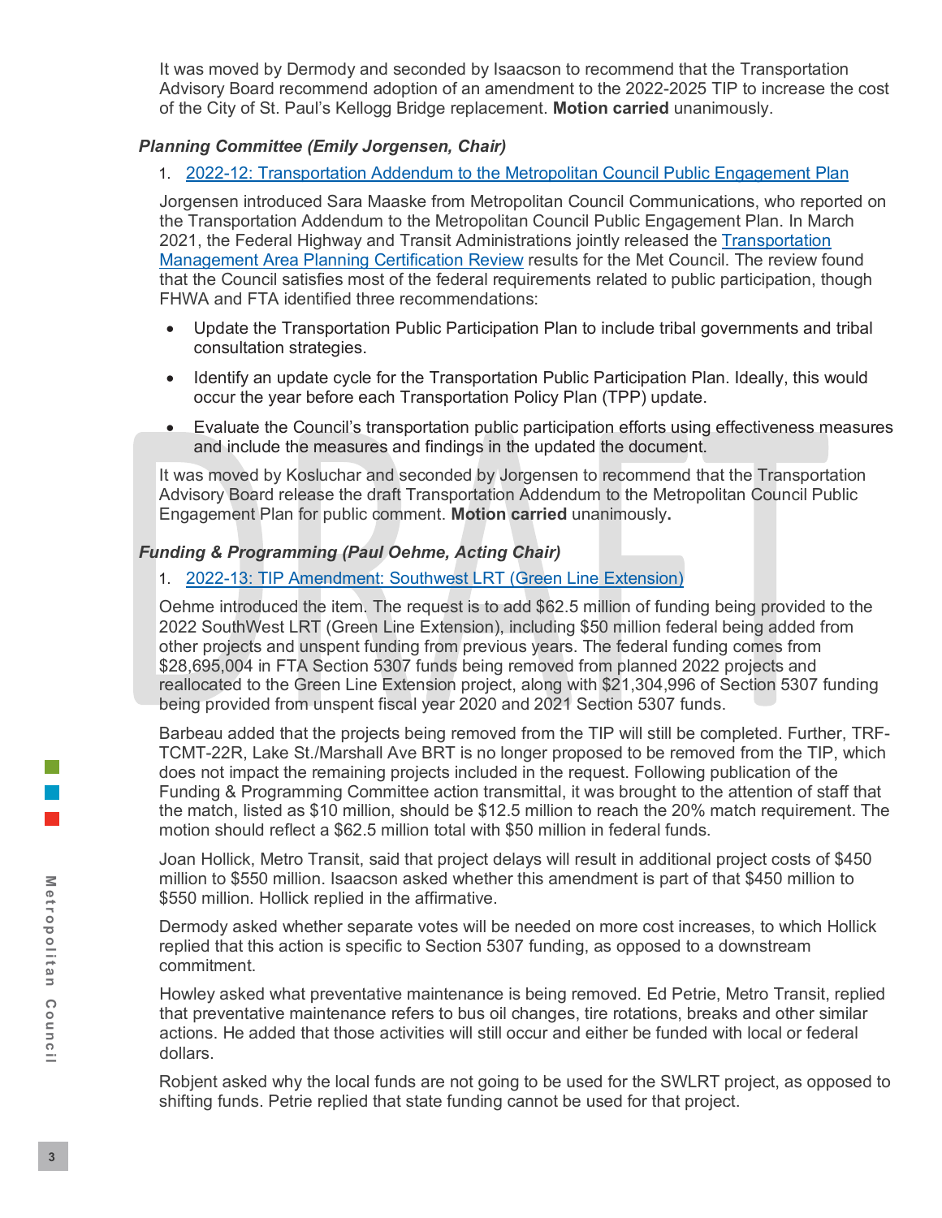It was moved by Dermody and seconded by Isaacson to recommend that the Transportation Advisory Board recommend adoption of an amendment to the 2022-2025 TIP to increase the cost of the City of St. Paul's Kellogg Bridge replacement. **Motion carried** unanimously.

### *Planning Committee (Emily Jorgensen, Chair)*

1. 2022-12: Transportation Addendum to the Metropolitan Council Public Engagement Plan

Jorgensen introduced Sara Maaske from Metropolitan Council Communications, who reported on the Transportation Addendum to the Metropolitan Council Public Engagement Plan. In March 2021, the Federal Highway and Transit Administrations jointly released the Transportation Management Area Planning Certification Review results for the Met Council. The review found that the Council satisfies most of the federal requirements related to public participation, though FHWA and FTA identified three recommendations:

- Update the Transportation Public Participation Plan to include tribal governments and tribal consultation strategies.
- Identify an update cycle for the Transportation Public Participation Plan. Ideally, this would occur the year before each Transportation Policy Plan (TPP) update.
- Evaluate the Council's transportation public participation efforts using effectiveness measures and include the measures and findings in the updated the document.

It was moved by Kosluchar and seconded by Jorgensen to recommend that the Transportation Advisory Board release the draft Transportation Addendum to the Metropolitan Council Public Engagement Plan for public comment. **Motion carried** unanimously**.**

### *Funding & Programming (Paul Oehme, Acting Chair)*

1. 2022-13: TIP Amendment: Southwest LRT (Green Line Extension)

Oehme introduced the item. The request is to add $62.5 million of funding being provided to the 2022 SouthWest LRT (Green Line Extension), including $50 million federal being added from other projects and unspent funding from previous years. The federal funding comes from $28,695,004 in FTA Section 5307 funds being removed from planned 2022 projects and reallocated to the Green Line Extension project, along with $21,304,996 of Section 5307 funding being provided from unspent fiscal year 2020 and 2021 Section 5307 funds.

Barbeau added that the projects being removed from the TIP will still be completed. Further, TRF-TCMT-22R, Lake St./Marshall Ave BRT is no longer proposed to be removed from the TIP, which does not impact the remaining projects included in the request. Following publication of the Funding & Programming Committee action transmittal, it was brought to the attention of staff that the match, listed as $10 million, should be $12.5 million to reach the 20% match requirement. The motion should reflect a $62.5 million total with $50 million in federal funds.

Joan Hollick, Metro Transit, said that project delays will result in additional project costs of $450 million to $550 million. Isaacson asked whether this amendment is part of that $450 million to $550 million. Hollick replied in the affirmative.

Dermody asked whether separate votes will be needed on more cost increases, to which Hollick replied that this action is specific to Section 5307 funding, as opposed to a downstream commitment.

Howley asked what preventative maintenance is being removed. Ed Petrie, Metro Transit, replied that preventative maintenance refers to bus oil changes, tire rotations, breaks and other similar actions. He added that those activities will still occur and either be funded with local or federal dollars.

Robjent asked why the local funds are not going to be used for the SWLRT project, as opposed to shifting funds. Petrie replied that state funding cannot be used for that project.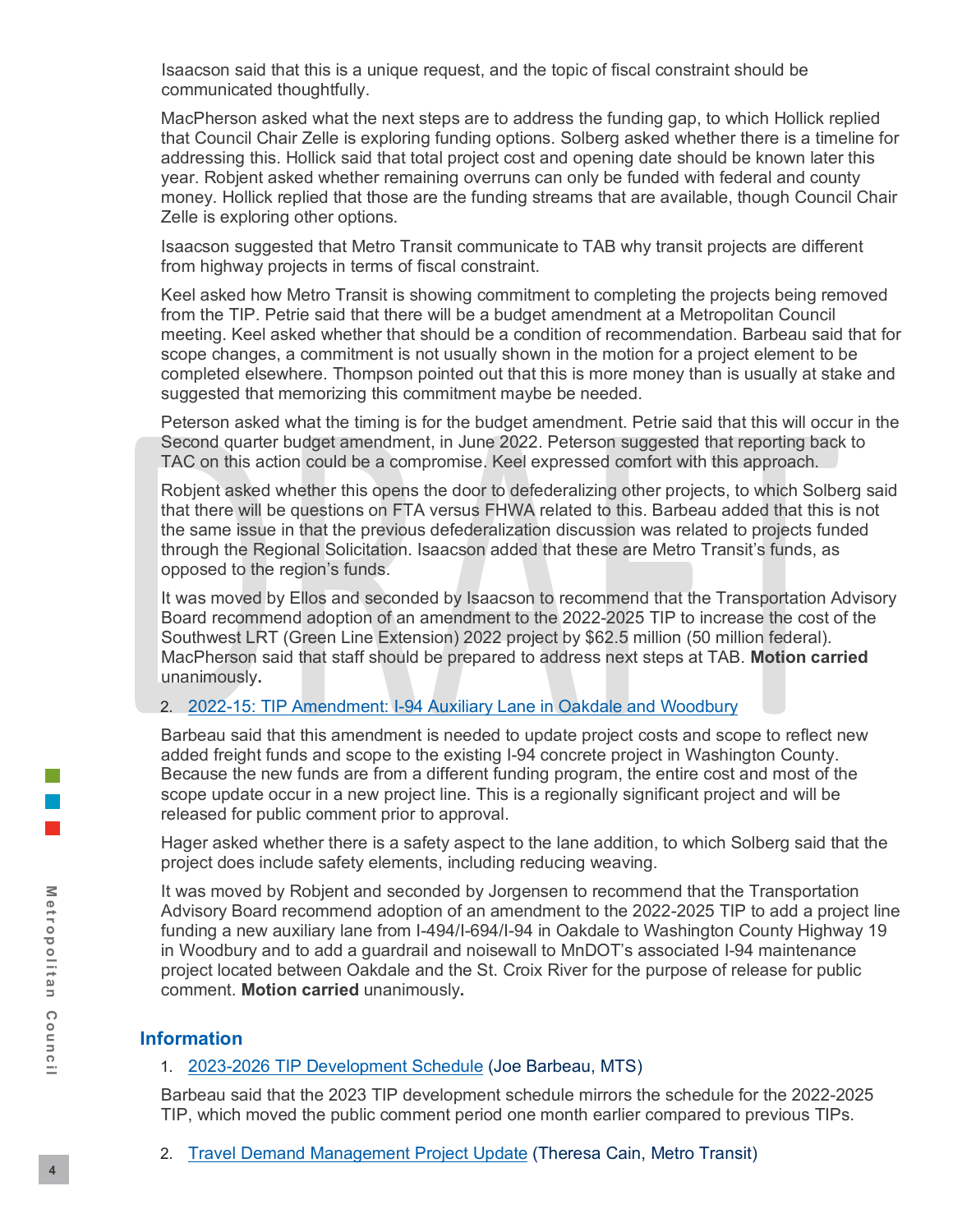Isaacson said that this is a unique request, and the topic of fiscal constraint should be communicated thoughtfully.

MacPherson asked what the next steps are to address the funding gap, to which Hollick replied that Council Chair Zelle is exploring funding options. Solberg asked whether there is a timeline for addressing this. Hollick said that total project cost and opening date should be known later this year. Robjent asked whether remaining overruns can only be funded with federal and county money. Hollick replied that those are the funding streams that are available, though Council Chair Zelle is exploring other options.

Isaacson suggested that Metro Transit communicate to TAB why transit projects are different from highway projects in terms of fiscal constraint.

Keel asked how Metro Transit is showing commitment to completing the projects being removed from the TIP. Petrie said that there will be a budget amendment at a Metropolitan Council meeting. Keel asked whether that should be a condition of recommendation. Barbeau said that for scope changes, a commitment is not usually shown in the motion for a project element to be completed elsewhere. Thompson pointed out that this is more money than is usually at stake and suggested that memorizing this commitment maybe be needed.

Peterson asked what the timing is for the budget amendment. Petrie said that this will occur in the Second quarter budget amendment, in June 2022. Peterson suggested that reporting back to TAC on this action could be a compromise. Keel expressed comfort with this approach.

Robjent asked whether this opens the door to defederalizing other projects, to which Solberg said that there will be questions on FTA versus FHWA related to this. Barbeau added that this is not the same issue in that the previous defederalization discussion was related to projects funded through the Regional Solicitation. Isaacson added that these are Metro Transit's funds, as opposed to the region's funds.

It was moved by Ellos and seconded by Isaacson to recommend that the Transportation Advisory Board recommend adoption of an amendment to the 2022-2025 TIP to increase the cost of the Southwest LRT (Green Line Extension) 2022 project by $62.5 million (50 million federal). MacPherson said that staff should be prepared to address next steps at TAB. **Motion carried** unanimously**.**

2. 2022-15: TIP Amendment: I-94 Auxiliary Lane in Oakdale and Woodbury

Barbeau said that this amendment is needed to update project costs and scope to reflect new added freight funds and scope to the existing I-94 concrete project in Washington County. Because the new funds are from a different funding program, the entire cost and most of the scope update occur in a new project line. This is a regionally significant project and will be released for public comment prior to approval.

Hager asked whether there is a safety aspect to the lane addition, to which Solberg said that the project does include safety elements, including reducing weaving.

It was moved by Robjent and seconded by Jorgensen to recommend that the Transportation Advisory Board recommend adoption of an amendment to the 2022-2025 TIP to add a project line funding a new auxiliary lane from I-494/I-694/I-94 in Oakdale to Washington County Highway 19 in Woodbury and to add a guardrail and noisewall to MnDOT's associated I-94 maintenance project located between Oakdale and the St. Croix River for the purpose of release for public comment. **Motion carried** unanimously**.**

## Information

1. 2023-2026 TIP Development Schedule (Joe Barbeau, MTS)

Barbeau said that the 2023 TIP development schedule mirrors the schedule for the 2022-2025 TIP, which moved the public comment period one month earlier compared to previous TIPs.

2. Travel Demand Management Project Update (Theresa Cain, Metro Transit)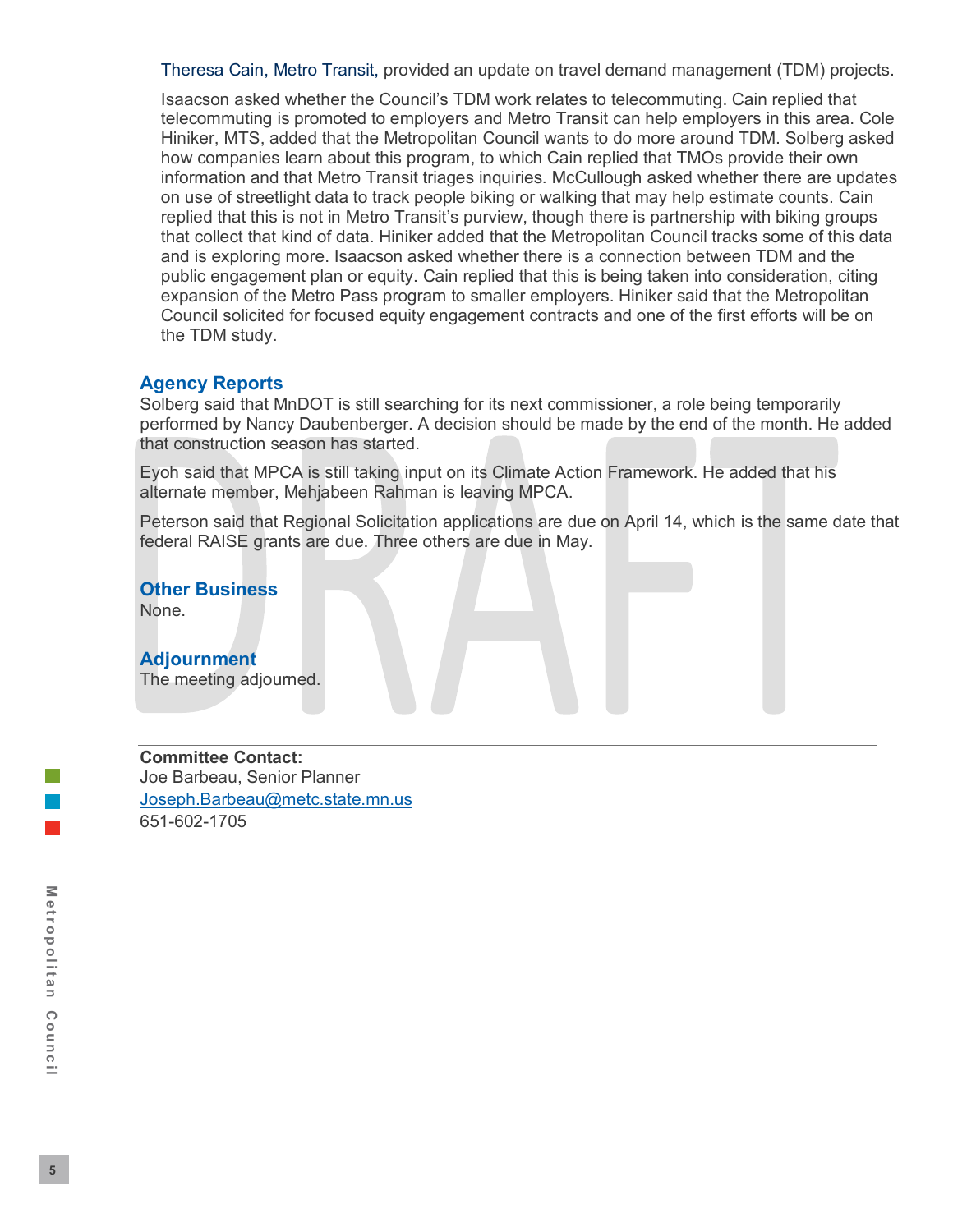Theresa Cain, Metro Transit, provided an update on travel demand management (TDM) projects.

Isaacson asked whether the Council's TDM work relates to telecommuting. Cain replied that telecommuting is promoted to employers and Metro Transit can help employers in this area. Cole Hiniker, MTS, added that the Metropolitan Council wants to do more around TDM. Solberg asked how companies learn about this program, to which Cain replied that TMOs provide their own information and that Metro Transit triages inquiries. McCullough asked whether there are updates on use of streetlight data to track people biking or walking that may help estimate counts. Cain replied that this is not in Metro Transit's purview, though there is partnership with biking groups that collect that kind of data. Hiniker added that the Metropolitan Council tracks some of this data and is exploring more. Isaacson asked whether there is a connection between TDM and the public engagement plan or equity. Cain replied that this is being taken into consideration, citing expansion of the Metro Pass program to smaller employers. Hiniker said that the Metropolitan Council solicited for focused equity engagement contracts and one of the first efforts will be on the TDM study.

## Agency Reports

Solberg said that MnDOT is still searching for its next commissioner, a role being temporarily performed by Nancy Daubenberger. A decision should be made by the end of the month. He added that construction season has started.

Eyoh said that MPCA is still taking input on its Climate Action Framework. He added that his alternate member, Mehjabeen Rahman is leaving MPCA.

Peterson said that Regional Solicitation applications are due on April 14, which is the same date that federal RAISE grants are due. Three others are due in May.

## Other Business

None.

## Adjournment

The meeting adjourned.

---

**Committee Contact:**
Joe Barbeau, Senior Planner
Joseph.Barbeau@metc.state.mn.us
651-602-1705